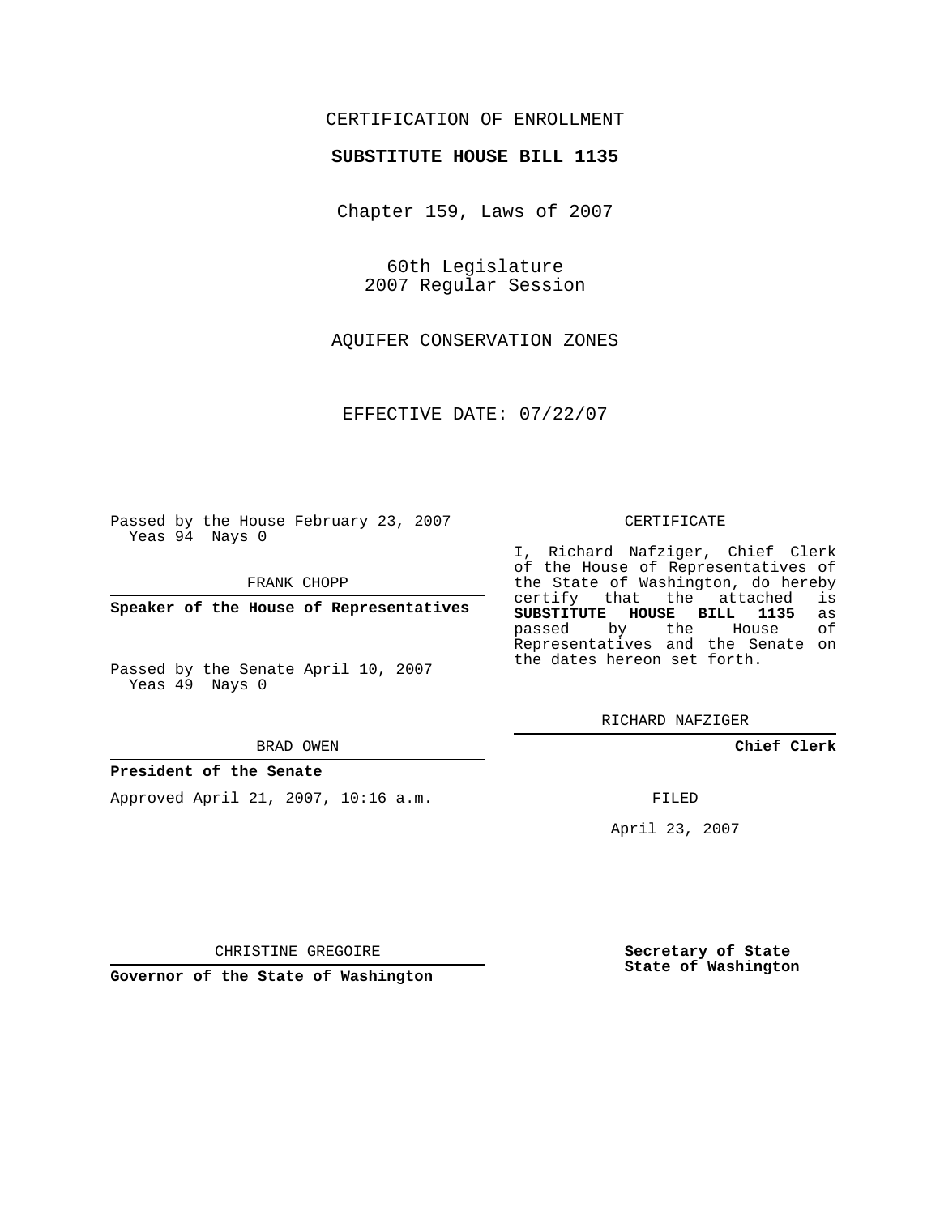CERTIFICATION OF ENROLLMENT

**SUBSTITUTE HOUSE BILL 1135**

Chapter 159, Laws of 2007

60th Legislature
2007 Regular Session

AQUIFER CONSERVATION ZONES

EFFECTIVE DATE: 07/22/07

Passed by the House February 23, 2007
Yeas 94 Nays 0

FRANK CHOPP

**Speaker of the House of Representatives**

Passed by the Senate April 10, 2007
Yeas 49 Nays 0

BRAD OWEN

**President of the Senate**

Approved April 21, 2007, 10:16 a.m.

CHRISTINE GREGOIRE

**Governor of the State of Washington**

CERTIFICATE

I, Richard Nafziger, Chief Clerk of the House of Representatives of the State of Washington, do hereby certify that the attached is **SUBSTITUTE HOUSE BILL 1135** as passed by the House of Representatives and the Senate on the dates hereon set forth.

RICHARD NAFZIGER

**Chief Clerk**

FILED

April 23, 2007

**Secretary of State**
**State of Washington**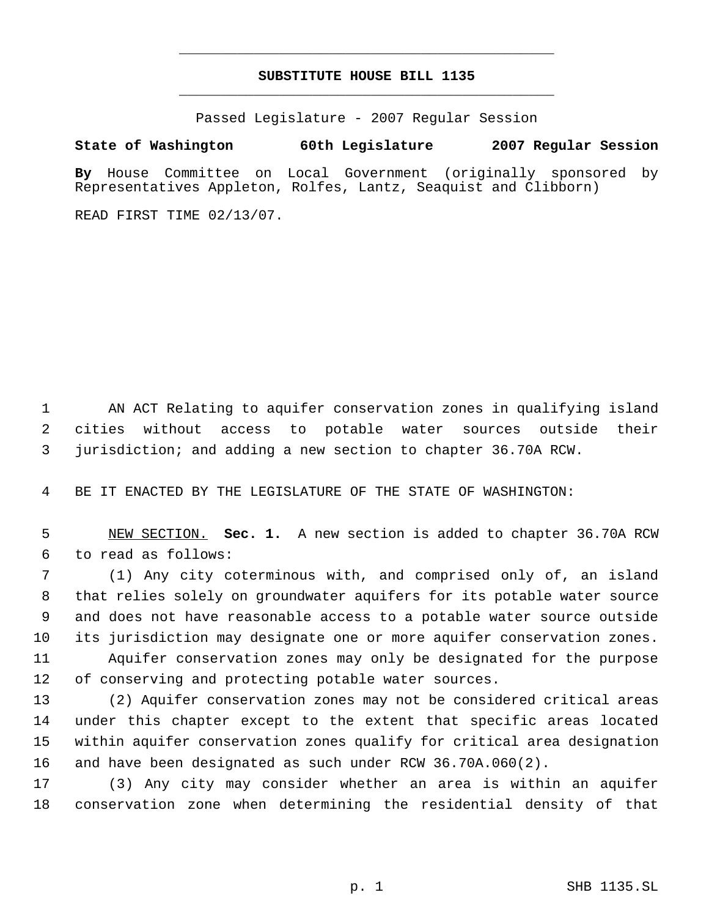# SUBSTITUTE HOUSE BILL 1135

Passed Legislature - 2007 Regular Session

**State of Washington 60th Legislature 2007 Regular Session**

**By** House Committee on Local Government (originally sponsored by Representatives Appleton, Rolfes, Lantz, Seaquist and Clibborn)

READ FIRST TIME 02/13/07.

AN ACT Relating to aquifer conservation zones in qualifying island cities without access to potable water sources outside their jurisdiction; and adding a new section to chapter 36.70A RCW.

BE IT ENACTED BY THE LEGISLATURE OF THE STATE OF WASHINGTON:

NEW SECTION. **Sec. 1.** A new section is added to chapter 36.70A RCW to read as follows:

(1) Any city coterminous with, and comprised only of, an island that relies solely on groundwater aquifers for its potable water source and does not have reasonable access to a potable water source outside its jurisdiction may designate one or more aquifer conservation zones. Aquifer conservation zones may only be designated for the purpose of conserving and protecting potable water sources.

(2) Aquifer conservation zones may not be considered critical areas under this chapter except to the extent that specific areas located within aquifer conservation zones qualify for critical area designation and have been designated as such under RCW 36.70A.060(2).

(3) Any city may consider whether an area is within an aquifer conservation zone when determining the residential density of that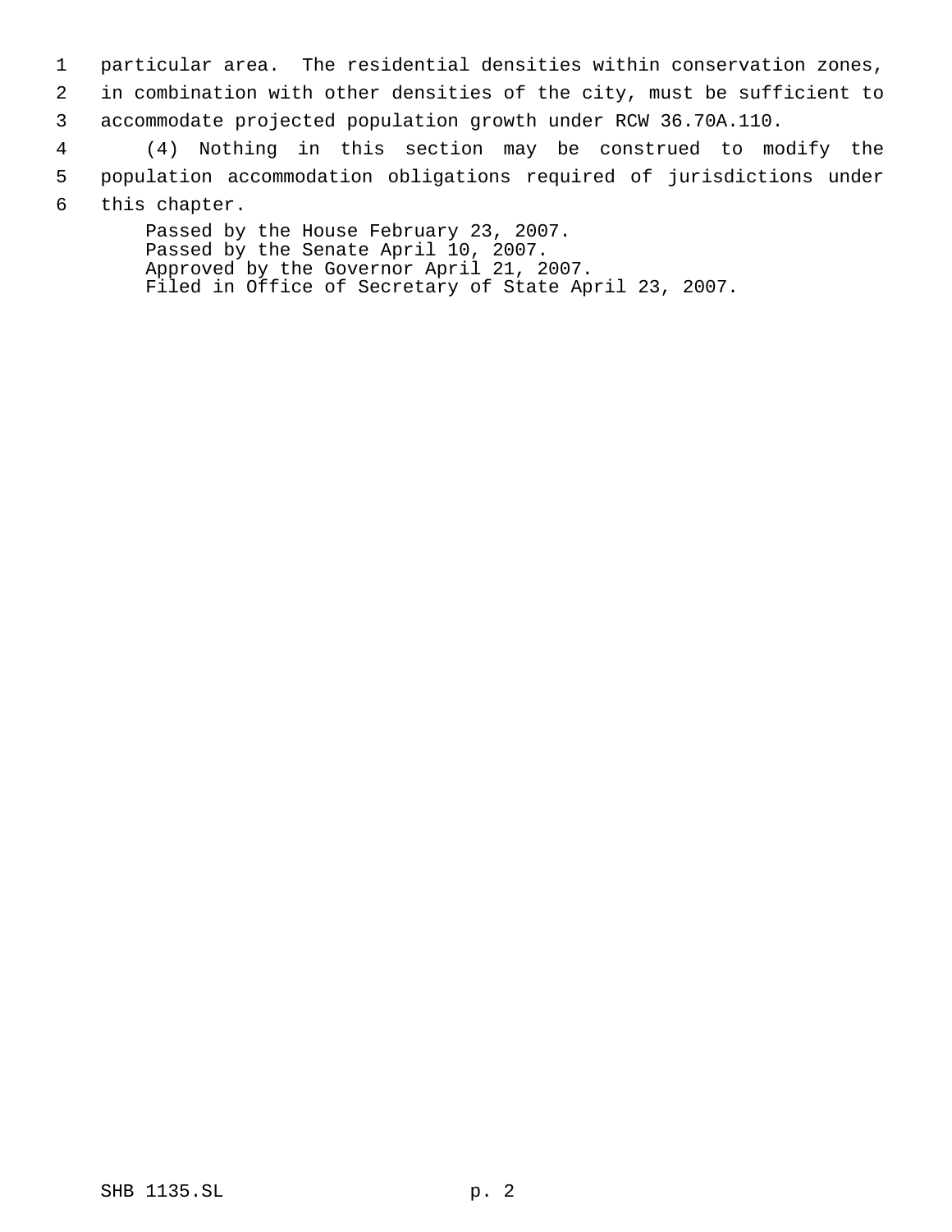particular area. The residential densities within conservation zones, in combination with other densities of the city, must be sufficient to accommodate projected population growth under RCW 36.70A.110.

(4) Nothing in this section may be construed to modify the population accommodation obligations required of jurisdictions under this chapter.

Passed by the House February 23, 2007.
Passed by the Senate April 10, 2007.
Approved by the Governor April 21, 2007.
Filed in Office of Secretary of State April 23, 2007.